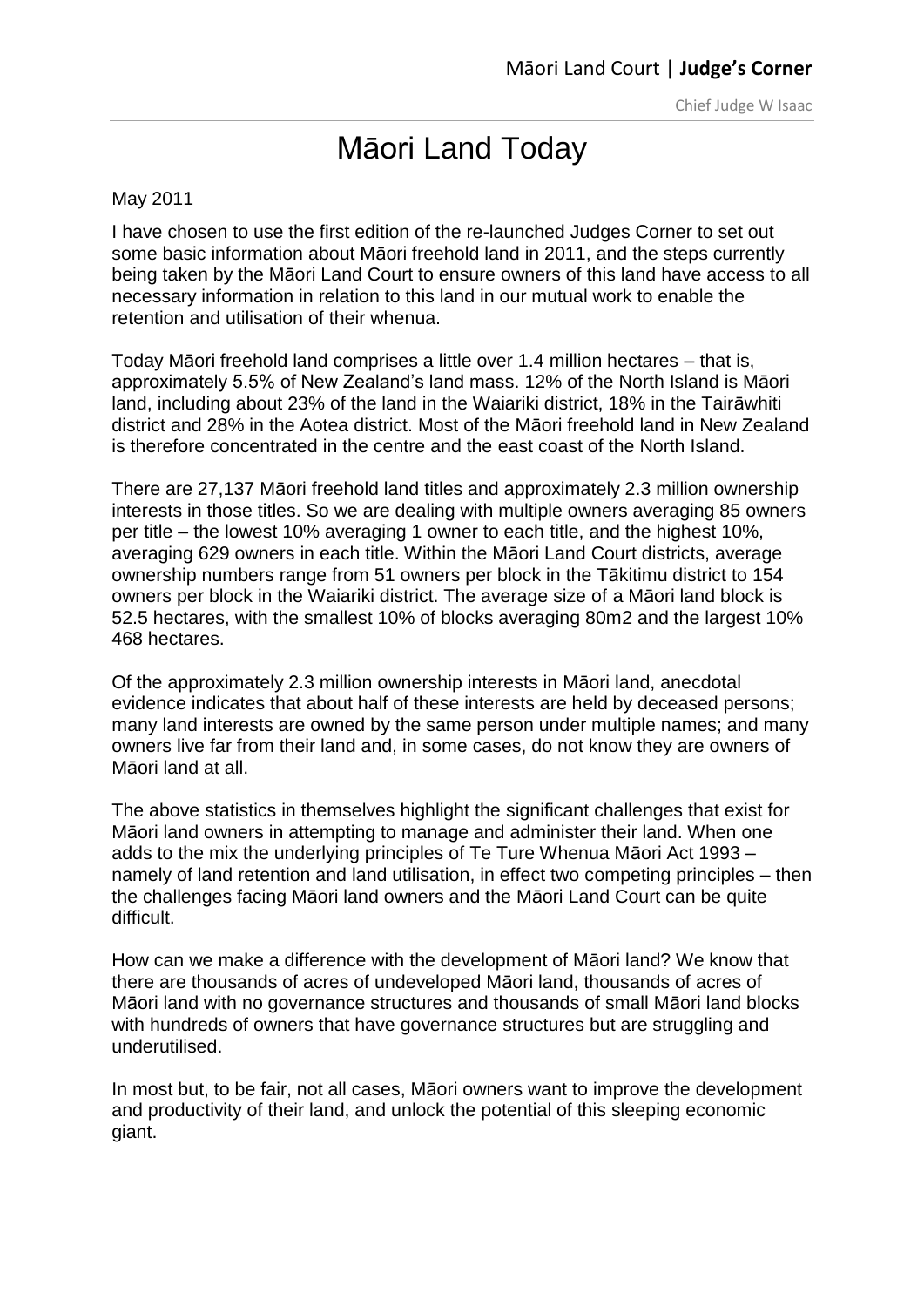# Māori Land Today

May 2011

I have chosen to use the first edition of the re-launched Judges Corner to set out some basic information about Māori freehold land in 2011, and the steps currently being taken by the Māori Land Court to ensure owners of this land have access to all necessary information in relation to this land in our mutual work to enable the retention and utilisation of their whenua.

Today Māori freehold land comprises a little over 1.4 million hectares – that is, approximately 5.5% of New Zealand's land mass. 12% of the North Island is Māori land, including about 23% of the land in the Waiariki district, 18% in the Tairāwhiti district and 28% in the Aotea district. Most of the Māori freehold land in New Zealand is therefore concentrated in the centre and the east coast of the North Island.

There are 27,137 Māori freehold land titles and approximately 2.3 million ownership interests in those titles. So we are dealing with multiple owners averaging 85 owners per title – the lowest 10% averaging 1 owner to each title, and the highest 10%, averaging 629 owners in each title. Within the Māori Land Court districts, average ownership numbers range from 51 owners per block in the Tākitimu district to 154 owners per block in the Waiariki district. The average size of a Māori land block is 52.5 hectares, with the smallest 10% of blocks averaging 80m2 and the largest 10% 468 hectares.

Of the approximately 2.3 million ownership interests in Māori land, anecdotal evidence indicates that about half of these interests are held by deceased persons; many land interests are owned by the same person under multiple names; and many owners live far from their land and, in some cases, do not know they are owners of Māori land at all.

The above statistics in themselves highlight the significant challenges that exist for Māori land owners in attempting to manage and administer their land. When one adds to the mix the underlying principles of Te Ture Whenua Māori Act 1993 – namely of land retention and land utilisation, in effect two competing principles – then the challenges facing Māori land owners and the Māori Land Court can be quite difficult.

How can we make a difference with the development of Māori land? We know that there are thousands of acres of undeveloped Māori land, thousands of acres of Māori land with no governance structures and thousands of small Māori land blocks with hundreds of owners that have governance structures but are struggling and underutilised.

In most but, to be fair, not all cases, Māori owners want to improve the development and productivity of their land, and unlock the potential of this sleeping economic giant.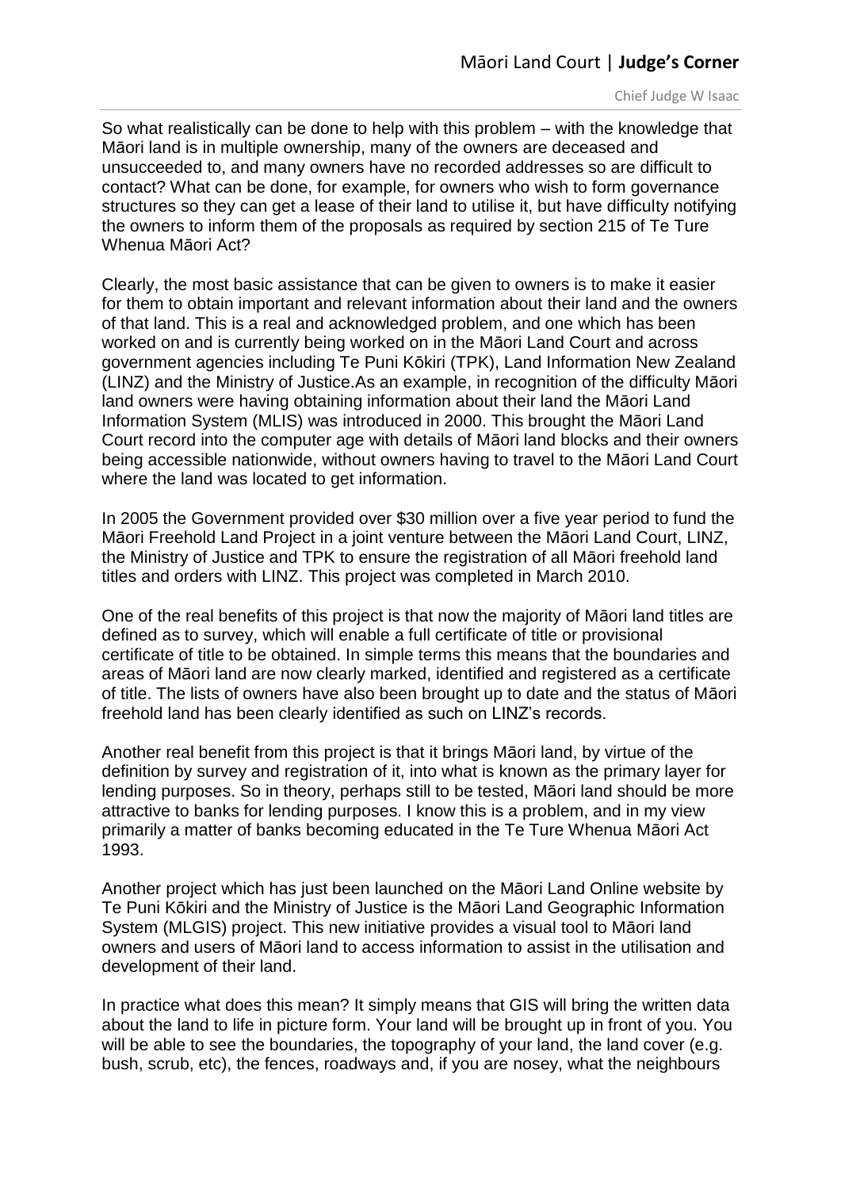So what realistically can be done to help with this problem – with the knowledge that Māori land is in multiple ownership, many of the owners are deceased and unsucceeded to, and many owners have no recorded addresses so are difficult to contact? What can be done, for example, for owners who wish to form governance structures so they can get a lease of their land to utilise it, but have difficulty notifying the owners to inform them of the proposals as required by section 215 of Te Ture Whenua Māori Act?

Clearly, the most basic assistance that can be given to owners is to make it easier for them to obtain important and relevant information about their land and the owners of that land. This is a real and acknowledged problem, and one which has been worked on and is currently being worked on in the Māori Land Court and across government agencies including Te Puni Kōkiri (TPK), Land Information New Zealand (LINZ) and the Ministry of Justice.As an example, in recognition of the difficulty Māori land owners were having obtaining information about their land the Māori Land Information System (MLIS) was introduced in 2000. This brought the Māori Land Court record into the computer age with details of Māori land blocks and their owners being accessible nationwide, without owners having to travel to the Māori Land Court where the land was located to get information.

In 2005 the Government provided over $30 million over a five year period to fund the Māori Freehold Land Project in a joint venture between the Māori Land Court, LINZ, the Ministry of Justice and TPK to ensure the registration of all Māori freehold land titles and orders with LINZ. This project was completed in March 2010.

One of the real benefits of this project is that now the majority of Māori land titles are defined as to survey, which will enable a full certificate of title or provisional certificate of title to be obtained. In simple terms this means that the boundaries and areas of Māori land are now clearly marked, identified and registered as a certificate of title. The lists of owners have also been brought up to date and the status of Māori freehold land has been clearly identified as such on LINZ's records.

Another real benefit from this project is that it brings Māori land, by virtue of the definition by survey and registration of it, into what is known as the primary layer for lending purposes. So in theory, perhaps still to be tested, Māori land should be more attractive to banks for lending purposes. I know this is a problem, and in my view primarily a matter of banks becoming educated in the Te Ture Whenua Māori Act 1993.

Another project which has just been launched on the Māori Land Online website by Te Puni Kōkiri and the Ministry of Justice is the Māori Land Geographic Information System (MLGIS) project. This new initiative provides a visual tool to Māori land owners and users of Māori land to access information to assist in the utilisation and development of their land.

In practice what does this mean? It simply means that GIS will bring the written data about the land to life in picture form. Your land will be brought up in front of you. You will be able to see the boundaries, the topography of your land, the land cover (e.g. bush, scrub, etc), the fences, roadways and, if you are nosey, what the neighbours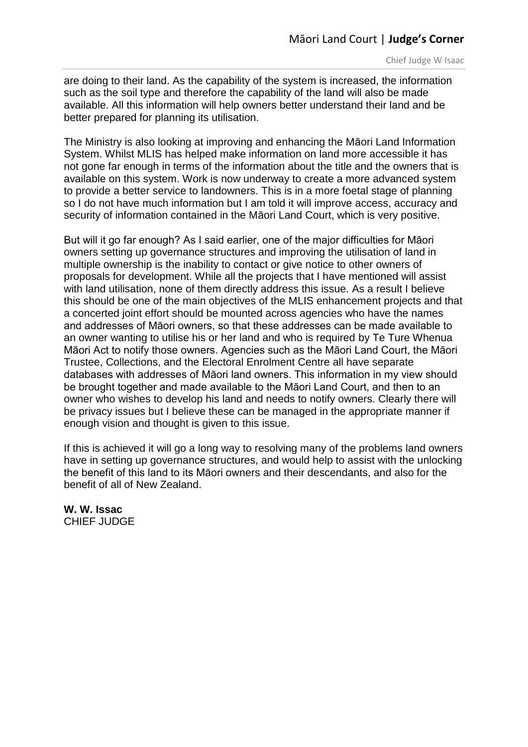are doing to their land. As the capability of the system is increased, the information such as the soil type and therefore the capability of the land will also be made available. All this information will help owners better understand their land and be better prepared for planning its utilisation.

The Ministry is also looking at improving and enhancing the Māori Land Information System. Whilst MLIS has helped make information on land more accessible it has not gone far enough in terms of the information about the title and the owners that is available on this system. Work is now underway to create a more advanced system to provide a better service to landowners. This is in a more foetal stage of planning so I do not have much information but I am told it will improve access, accuracy and security of information contained in the Māori Land Court, which is very positive.

But will it go far enough? As I said earlier, one of the major difficulties for Māori owners setting up governance structures and improving the utilisation of land in multiple ownership is the inability to contact or give notice to other owners of proposals for development. While all the projects that I have mentioned will assist with land utilisation, none of them directly address this issue. As a result I believe this should be one of the main objectives of the MLIS enhancement projects and that a concerted joint effort should be mounted across agencies who have the names and addresses of Māori owners, so that these addresses can be made available to an owner wanting to utilise his or her land and who is required by Te Ture Whenua Māori Act to notify those owners. Agencies such as the Māori Land Court, the Māori Trustee, Collections, and the Electoral Enrolment Centre all have separate databases with addresses of Māori land owners. This information in my view should be brought together and made available to the Māori Land Court, and then to an owner who wishes to develop his land and needs to notify owners. Clearly there will be privacy issues but I believe these can be managed in the appropriate manner if enough vision and thought is given to this issue.

If this is achieved it will go a long way to resolving many of the problems land owners have in setting up governance structures, and would help to assist with the unlocking the benefit of this land to its Māori owners and their descendants, and also for the benefit of all of New Zealand.

**W. W. Issac**
CHIEF JUDGE